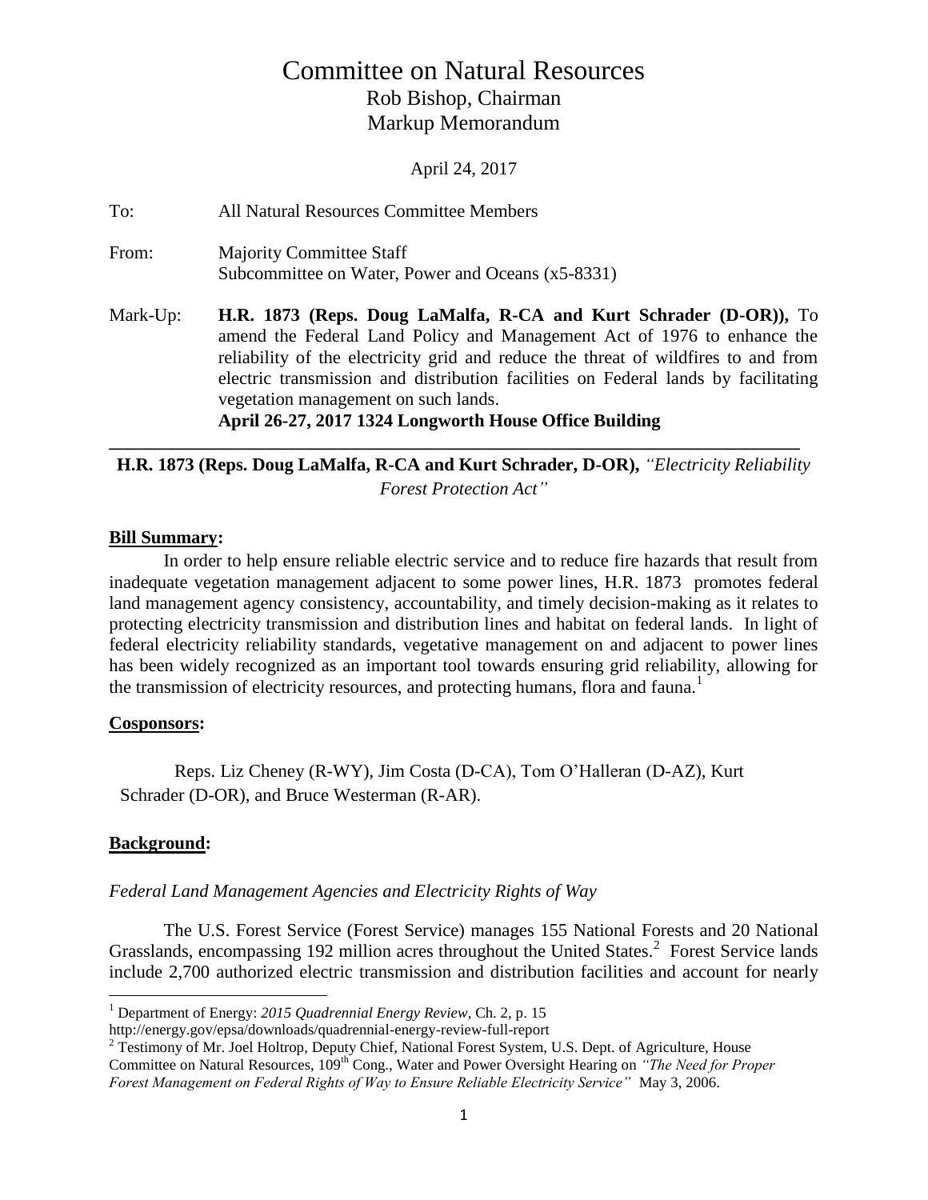# Committee on Natural Resources

Rob Bishop, Chairman
Markup Memorandum

April 24, 2017

To: All Natural Resources Committee Members

From: Majority Committee Staff
Subcommittee on Water, Power and Oceans (x5-8331)

Mark-Up: **H.R. 1873 (Reps. Doug LaMalfa, R-CA and Kurt Schrader (D-OR)),** To amend the Federal Land Policy and Management Act of 1976 to enhance the reliability of the electricity grid and reduce the threat of wildfires to and from electric transmission and distribution facilities on Federal lands by facilitating vegetation management on such lands.
**April 26-27, 2017 1324 Longworth House Office Building**

---

**H.R. 1873 (Reps. Doug LaMalfa, R-CA and Kurt Schrader, D-OR),** *"Electricity Reliability Forest Protection Act"*

## Bill Summary:

In order to help ensure reliable electric service and to reduce fire hazards that result from inadequate vegetation management adjacent to some power lines, H.R. 1873 promotes federal land management agency consistency, accountability, and timely decision-making as it relates to protecting electricity transmission and distribution lines and habitat on federal lands. In light of federal electricity reliability standards, vegetative management on and adjacent to power lines has been widely recognized as an important tool towards ensuring grid reliability, allowing for the transmission of electricity resources, and protecting humans, flora and fauna.[1]

## Cosponsors:

Reps. Liz Cheney (R-WY), Jim Costa (D-CA), Tom O'Halleran (D-AZ), Kurt Schrader (D-OR), and Bruce Westerman (R-AR).

## Background:

*Federal Land Management Agencies and Electricity Rights of Way*

The U.S. Forest Service (Forest Service) manages 155 National Forests and 20 National Grasslands, encompassing 192 million acres throughout the United States.[2] Forest Service lands include 2,700 authorized electric transmission and distribution facilities and account for nearly

---

[1] Department of Energy: *2015 Quadrennial Energy Review*, Ch. 2, p. 15
http://energy.gov/epsa/downloads/quadrennial-energy-review-full-report

[2] Testimony of Mr. Joel Holtrop, Deputy Chief, National Forest System, U.S. Dept. of Agriculture, House Committee on Natural Resources, 109th Cong., Water and Power Oversight Hearing on *"The Need for Proper Forest Management on Federal Rights of Way to Ensure Reliable Electricity Service"* May 3, 2006.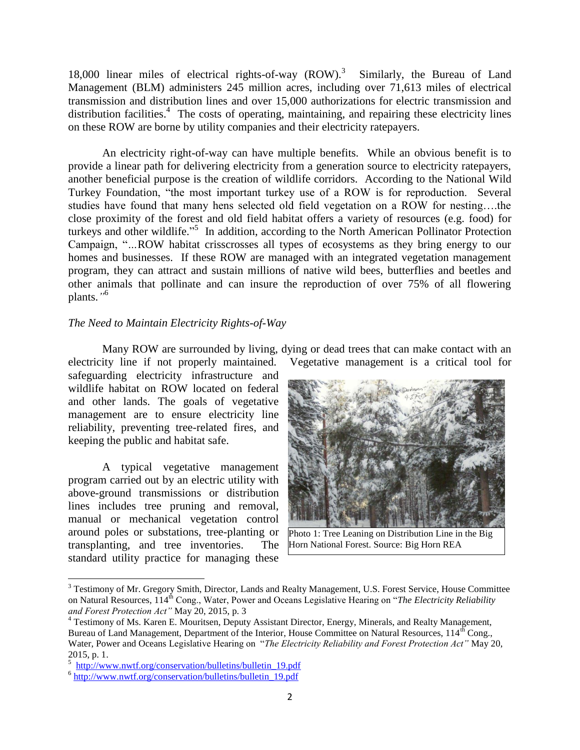18,000 linear miles of electrical rights-of-way (ROW).[3] Similarly, the Bureau of Land Management (BLM) administers 245 million acres, including over 71,613 miles of electrical transmission and distribution lines and over 15,000 authorizations for electric transmission and distribution facilities.[4] The costs of operating, maintaining, and repairing these electricity lines on these ROW are borne by utility companies and their electricity ratepayers.

An electricity right-of-way can have multiple benefits. While an obvious benefit is to provide a linear path for delivering electricity from a generation source to electricity ratepayers, another beneficial purpose is the creation of wildlife corridors. According to the National Wild Turkey Foundation, "the most important turkey use of a ROW is for reproduction. Several studies have found that many hens selected old field vegetation on a ROW for nesting….the close proximity of the forest and old field habitat offers a variety of resources (e.g. food) for turkeys and other wildlife."[5] In addition, according to the North American Pollinator Protection Campaign, "...ROW habitat crisscrosses all types of ecosystems as they bring energy to our homes and businesses. If these ROW are managed with an integrated vegetation management program, they can attract and sustain millions of native wild bees, butterflies and beetles and other animals that pollinate and can insure the reproduction of over 75% of all flowering plants."[6]

*The Need to Maintain Electricity Rights-of-Way*

Many ROW are surrounded by living, dying or dead trees that can make contact with an electricity line if not properly maintained. Vegetative management is a critical tool for safeguarding electricity infrastructure and wildlife habitat on ROW located on federal and other lands. The goals of vegetative management are to ensure electricity line reliability, preventing tree-related fires, and keeping the public and habitat safe.

Photo 1: Tree Leaning on Distribution Line in the Big Horn National Forest. Source: Big Horn REA

A typical vegetative management program carried out by an electric utility with above-ground transmissions or distribution lines includes tree pruning and removal, manual or mechanical vegetation control around poles or substations, tree-planting or transplanting, and tree inventories. The standard utility practice for managing these

---

[3] Testimony of Mr. Gregory Smith, Director, Lands and Realty Management, U.S. Forest Service, House Committee on Natural Resources, 114th Cong., Water, Power and Oceans Legislative Hearing on "*The Electricity Reliability and Forest Protection Act"* May 20, 2015, p. 3

[4] Testimony of Ms. Karen E. Mouritsen, Deputy Assistant Director, Energy, Minerals, and Realty Management, Bureau of Land Management, Department of the Interior, House Committee on Natural Resources, 114th Cong., Water, Power and Oceans Legislative Hearing on "*The Electricity Reliability and Forest Protection Act"* May 20, 2015, p. 1.

[5] http://www.nwtf.org/conservation/bulletins/bulletin_19.pdf

[6] http://www.nwtf.org/conservation/bulletins/bulletin_19.pdf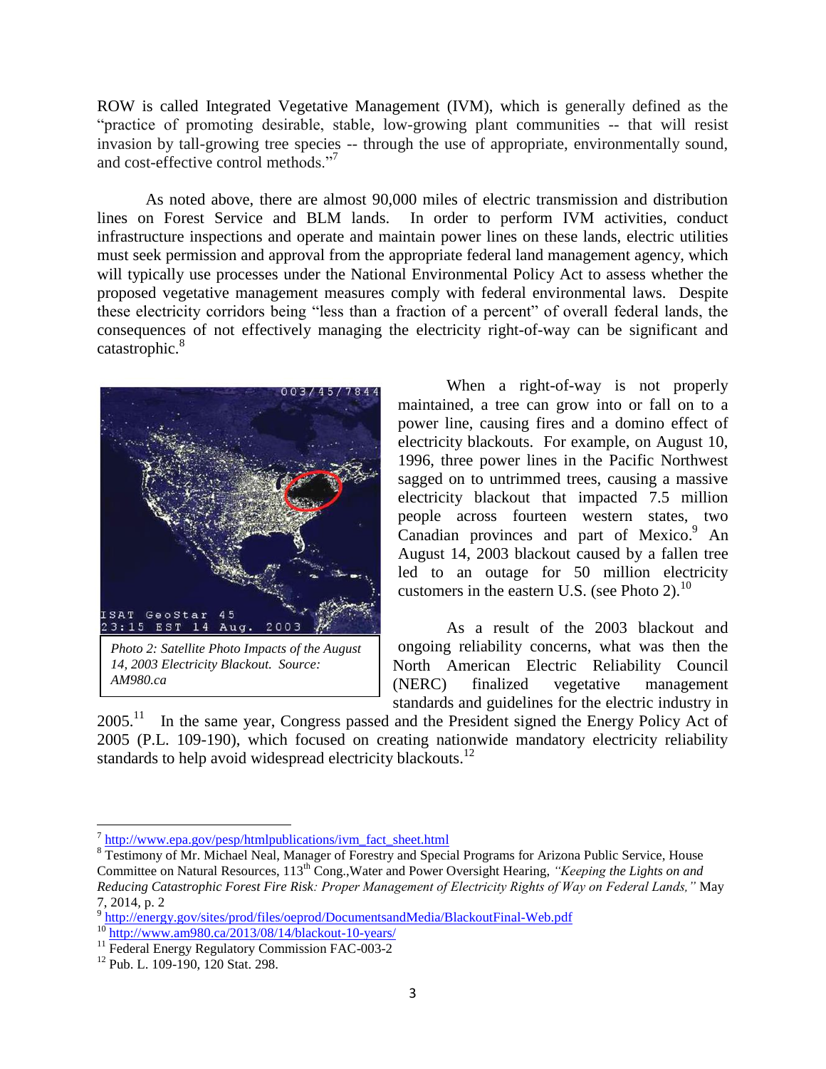ROW is called Integrated Vegetative Management (IVM), which is generally defined as the "practice of promoting desirable, stable, low-growing plant communities -- that will resist invasion by tall-growing tree species -- through the use of appropriate, environmentally sound, and cost-effective control methods."[7]

As noted above, there are almost 90,000 miles of electric transmission and distribution lines on Forest Service and BLM lands. In order to perform IVM activities, conduct infrastructure inspections and operate and maintain power lines on these lands, electric utilities must seek permission and approval from the appropriate federal land management agency, which will typically use processes under the National Environmental Policy Act to assess whether the proposed vegetative management measures comply with federal environmental laws. Despite these electricity corridors being "less than a fraction of a percent" of overall federal lands, the consequences of not effectively managing the electricity right-of-way can be significant and catastrophic.[8]

*Photo 2: Satellite Photo Impacts of the August 14, 2003 Electricity Blackout. Source: AM980.ca*

When a right-of-way is not properly maintained, a tree can grow into or fall on to a power line, causing fires and a domino effect of electricity blackouts. For example, on August 10, 1996, three power lines in the Pacific Northwest sagged on to untrimmed trees, causing a massive electricity blackout that impacted 7.5 million people across fourteen western states, two Canadian provinces and part of Mexico.[9] An August 14, 2003 blackout caused by a fallen tree led to an outage for 50 million electricity customers in the eastern U.S. (see Photo 2).[10]

As a result of the 2003 blackout and ongoing reliability concerns, what was then the North American Electric Reliability Council (NERC) finalized vegetative management standards and guidelines for the electric industry in 2005.[11] In the same year, Congress passed and the President signed the Energy Policy Act of 2005 (P.L. 109-190), which focused on creating nationwide mandatory electricity reliability standards to help avoid widespread electricity blackouts.[12]

---

[7] http://www.epa.gov/pesp/htmlpublications/ivm_fact_sheet.html

[8] Testimony of Mr. Michael Neal, Manager of Forestry and Special Programs for Arizona Public Service, House Committee on Natural Resources, 113th Cong.,Water and Power Oversight Hearing, *"Keeping the Lights on and Reducing Catastrophic Forest Fire Risk: Proper Management of Electricity Rights of Way on Federal Lands,"* May 7, 2014, p. 2

[9] http://energy.gov/sites/prod/files/oeprod/DocumentsandMedia/BlackoutFinal-Web.pdf

[10] http://www.am980.ca/2013/08/14/blackout-10-years/

[11] Federal Energy Regulatory Commission FAC-003-2

[12] Pub. L. 109-190, 120 Stat. 298.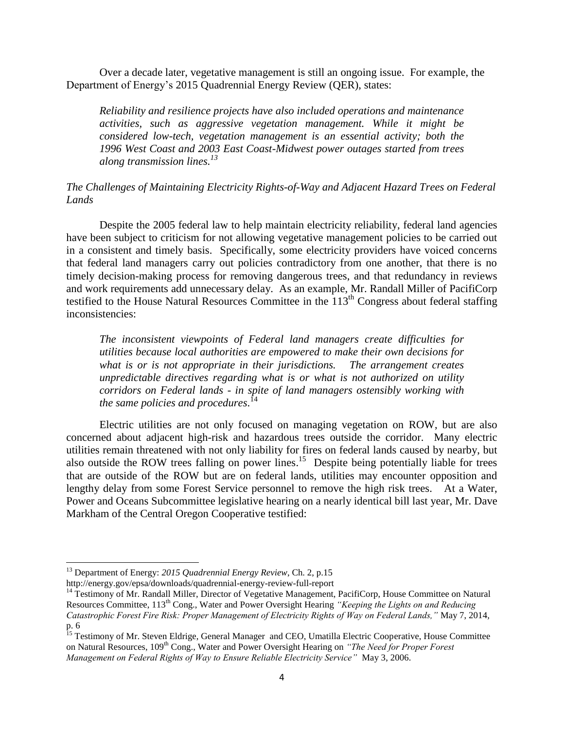Over a decade later, vegetative management is still an ongoing issue. For example, the Department of Energy's 2015 Quadrennial Energy Review (QER), states:

> *Reliability and resilience projects have also included operations and maintenance activities, such as aggressive vegetation management. While it might be considered low-tech, vegetation management is an essential activity; both the 1996 West Coast and 2003 East Coast-Midwest power outages started from trees along transmission lines.*[13]

*The Challenges of Maintaining Electricity Rights-of-Way and Adjacent Hazard Trees on Federal Lands*

Despite the 2005 federal law to help maintain electricity reliability, federal land agencies have been subject to criticism for not allowing vegetative management policies to be carried out in a consistent and timely basis. Specifically, some electricity providers have voiced concerns that federal land managers carry out policies contradictory from one another, that there is no timely decision-making process for removing dangerous trees, and that redundancy in reviews and work requirements add unnecessary delay. As an example, Mr. Randall Miller of PacifiCorp testified to the House Natural Resources Committee in the 113th Congress about federal staffing inconsistencies:

> *The inconsistent viewpoints of Federal land managers create difficulties for utilities because local authorities are empowered to make their own decisions for what is or is not appropriate in their jurisdictions. The arrangement creates unpredictable directives regarding what is or what is not authorized on utility corridors on Federal lands - in spite of land managers ostensibly working with the same policies and procedures.*[14]

Electric utilities are not only focused on managing vegetation on ROW, but are also concerned about adjacent high-risk and hazardous trees outside the corridor. Many electric utilities remain threatened with not only liability for fires on federal lands caused by nearby, but also outside the ROW trees falling on power lines.[15] Despite being potentially liable for trees that are outside of the ROW but are on federal lands, utilities may encounter opposition and lengthy delay from some Forest Service personnel to remove the high risk trees. At a Water, Power and Oceans Subcommittee legislative hearing on a nearly identical bill last year, Mr. Dave Markham of the Central Oregon Cooperative testified:

---

[13] Department of Energy: *2015 Quadrennial Energy Review*, Ch. 2, p.15
http://energy.gov/epsa/downloads/quadrennial-energy-review-full-report

[14] Testimony of Mr. Randall Miller, Director of Vegetative Management, PacifiCorp, House Committee on Natural Resources Committee, 113th Cong., Water and Power Oversight Hearing *"Keeping the Lights on and Reducing Catastrophic Forest Fire Risk: Proper Management of Electricity Rights of Way on Federal Lands,"* May 7, 2014, p. 6

[15] Testimony of Mr. Steven Eldrige, General Manager and CEO, Umatilla Electric Cooperative, House Committee on Natural Resources, 109th Cong., Water and Power Oversight Hearing on *"The Need for Proper Forest Management on Federal Rights of Way to Ensure Reliable Electricity Service"* May 3, 2006.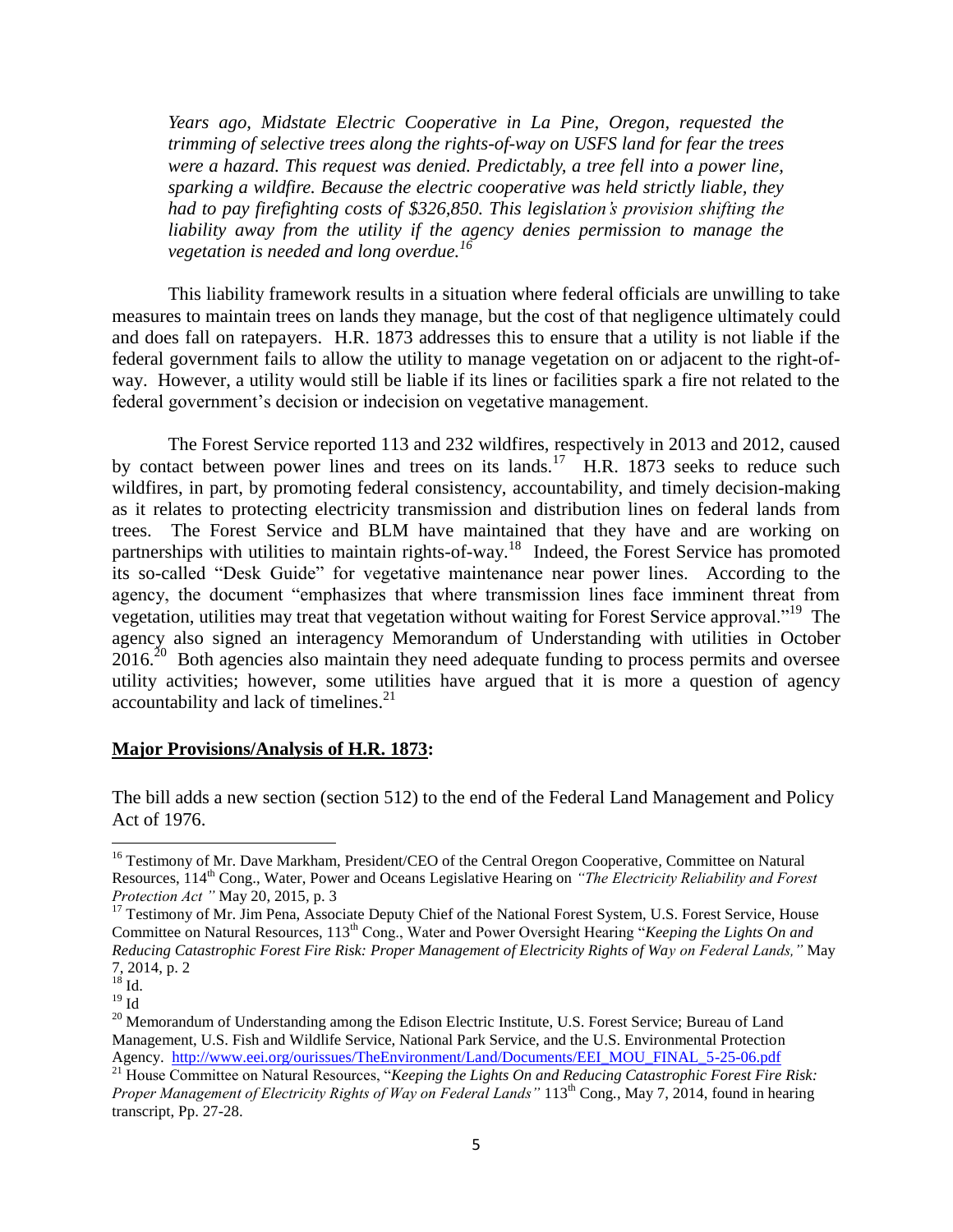*Years ago, Midstate Electric Cooperative in La Pine, Oregon, requested the trimming of selective trees along the rights-of-way on USFS land for fear the trees were a hazard. This request was denied. Predictably, a tree fell into a power line, sparking a wildfire. Because the electric cooperative was held strictly liable, they had to pay firefighting costs of $326,850. This legislation's provision shifting the liability away from the utility if the agency denies permission to manage the vegetation is needed and long overdue.*[16]

This liability framework results in a situation where federal officials are unwilling to take measures to maintain trees on lands they manage, but the cost of that negligence ultimately could and does fall on ratepayers. H.R. 1873 addresses this to ensure that a utility is not liable if the federal government fails to allow the utility to manage vegetation on or adjacent to the right-of-way. However, a utility would still be liable if its lines or facilities spark a fire not related to the federal government's decision or indecision on vegetative management.

The Forest Service reported 113 and 232 wildfires, respectively in 2013 and 2012, caused by contact between power lines and trees on its lands.[17] H.R. 1873 seeks to reduce such wildfires, in part, by promoting federal consistency, accountability, and timely decision-making as it relates to protecting electricity transmission and distribution lines on federal lands from trees. The Forest Service and BLM have maintained that they have and are working on partnerships with utilities to maintain rights-of-way.[18] Indeed, the Forest Service has promoted its so-called "Desk Guide" for vegetative maintenance near power lines. According to the agency, the document "emphasizes that where transmission lines face imminent threat from vegetation, utilities may treat that vegetation without waiting for Forest Service approval."[19] The agency also signed an interagency Memorandum of Understanding with utilities in October 2016.[20] Both agencies also maintain they need adequate funding to process permits and oversee utility activities; however, some utilities have argued that it is more a question of agency accountability and lack of timelines.[21]

**Major Provisions/Analysis of H.R. 1873:**

The bill adds a new section (section 512) to the end of the Federal Land Management and Policy Act of 1976.

---

[16] Testimony of Mr. Dave Markham, President/CEO of the Central Oregon Cooperative, Committee on Natural Resources, 114th Cong., Water, Power and Oceans Legislative Hearing on *"The Electricity Reliability and Forest Protection Act"* May 20, 2015, p. 3

[17] Testimony of Mr. Jim Pena, Associate Deputy Chief of the National Forest System, U.S. Forest Service, House Committee on Natural Resources, 113th Cong., Water and Power Oversight Hearing "*Keeping the Lights On and Reducing Catastrophic Forest Fire Risk: Proper Management of Electricity Rights of Way on Federal Lands,"* May 7, 2014, p. 2

[18] Id.

[19] Id

[20] Memorandum of Understanding among the Edison Electric Institute, U.S. Forest Service; Bureau of Land Management, U.S. Fish and Wildlife Service, National Park Service, and the U.S. Environmental Protection Agency. http://www.eei.org/ourissues/TheEnvironment/Land/Documents/EEI_MOU_FINAL_5-25-06.pdf

[21] House Committee on Natural Resources, "*Keeping the Lights On and Reducing Catastrophic Forest Fire Risk: Proper Management of Electricity Rights of Way on Federal Lands"* 113th Cong., May 7, 2014, found in hearing transcript, Pp. 27-28.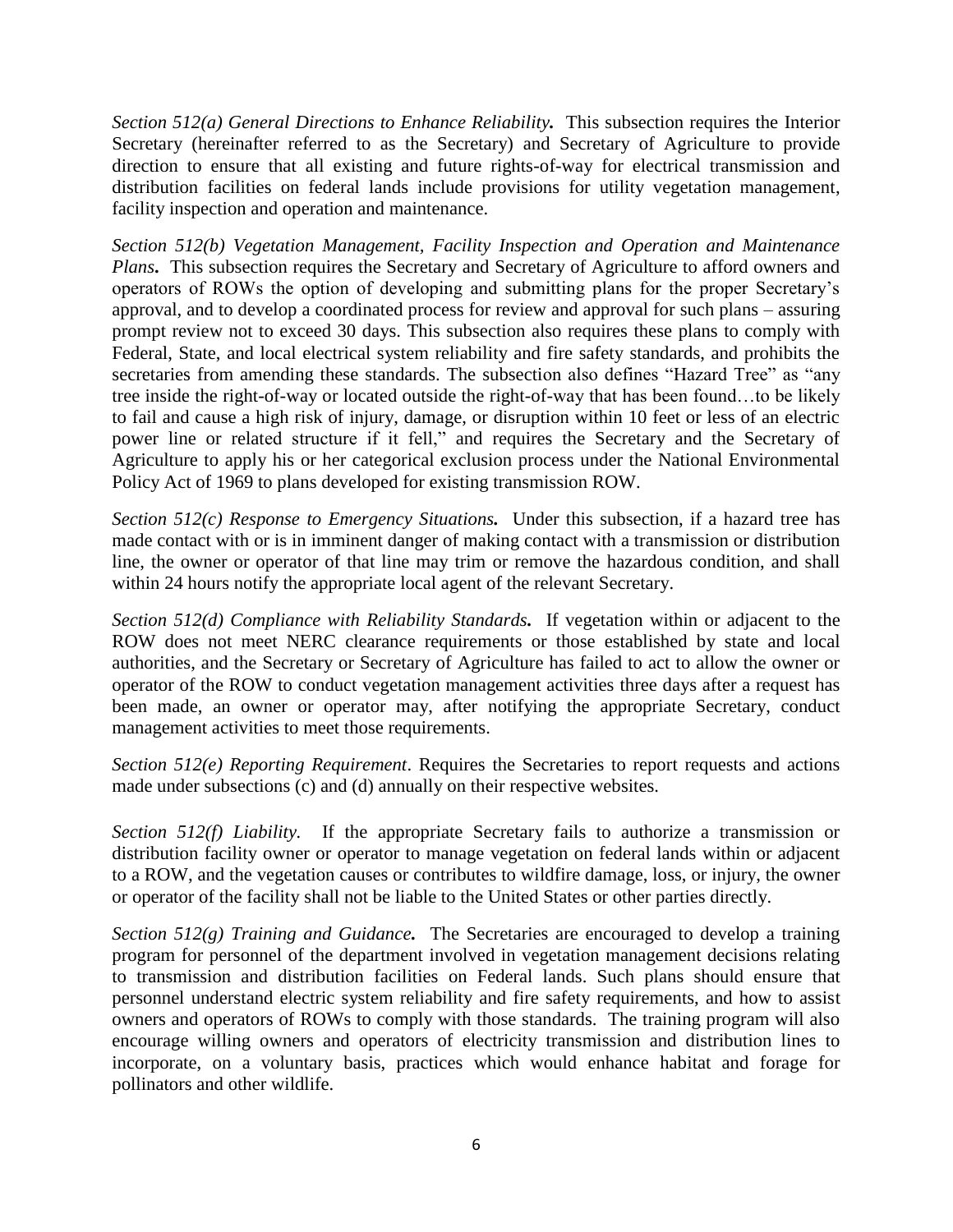*Section 512(a) General Directions to Enhance Reliability.* This subsection requires the Interior Secretary (hereinafter referred to as the Secretary) and Secretary of Agriculture to provide direction to ensure that all existing and future rights-of-way for electrical transmission and distribution facilities on federal lands include provisions for utility vegetation management, facility inspection and operation and maintenance.

*Section 512(b) Vegetation Management, Facility Inspection and Operation and Maintenance Plans.* This subsection requires the Secretary and Secretary of Agriculture to afford owners and operators of ROWs the option of developing and submitting plans for the proper Secretary's approval, and to develop a coordinated process for review and approval for such plans – assuring prompt review not to exceed 30 days. This subsection also requires these plans to comply with Federal, State, and local electrical system reliability and fire safety standards, and prohibits the secretaries from amending these standards. The subsection also defines "Hazard Tree" as "any tree inside the right-of-way or located outside the right-of-way that has been found…to be likely to fail and cause a high risk of injury, damage, or disruption within 10 feet or less of an electric power line or related structure if it fell," and requires the Secretary and the Secretary of Agriculture to apply his or her categorical exclusion process under the National Environmental Policy Act of 1969 to plans developed for existing transmission ROW.

*Section 512(c) Response to Emergency Situations.* Under this subsection, if a hazard tree has made contact with or is in imminent danger of making contact with a transmission or distribution line, the owner or operator of that line may trim or remove the hazardous condition, and shall within 24 hours notify the appropriate local agent of the relevant Secretary.

*Section 512(d) Compliance with Reliability Standards.* If vegetation within or adjacent to the ROW does not meet NERC clearance requirements or those established by state and local authorities, and the Secretary or Secretary of Agriculture has failed to act to allow the owner or operator of the ROW to conduct vegetation management activities three days after a request has been made, an owner or operator may, after notifying the appropriate Secretary, conduct management activities to meet those requirements.

*Section 512(e) Reporting Requirement*. Requires the Secretaries to report requests and actions made under subsections (c) and (d) annually on their respective websites.

*Section 512(f) Liability.* If the appropriate Secretary fails to authorize a transmission or distribution facility owner or operator to manage vegetation on federal lands within or adjacent to a ROW, and the vegetation causes or contributes to wildfire damage, loss, or injury, the owner or operator of the facility shall not be liable to the United States or other parties directly.

*Section 512(g) Training and Guidance.* The Secretaries are encouraged to develop a training program for personnel of the department involved in vegetation management decisions relating to transmission and distribution facilities on Federal lands. Such plans should ensure that personnel understand electric system reliability and fire safety requirements, and how to assist owners and operators of ROWs to comply with those standards. The training program will also encourage willing owners and operators of electricity transmission and distribution lines to incorporate, on a voluntary basis, practices which would enhance habitat and forage for pollinators and other wildlife.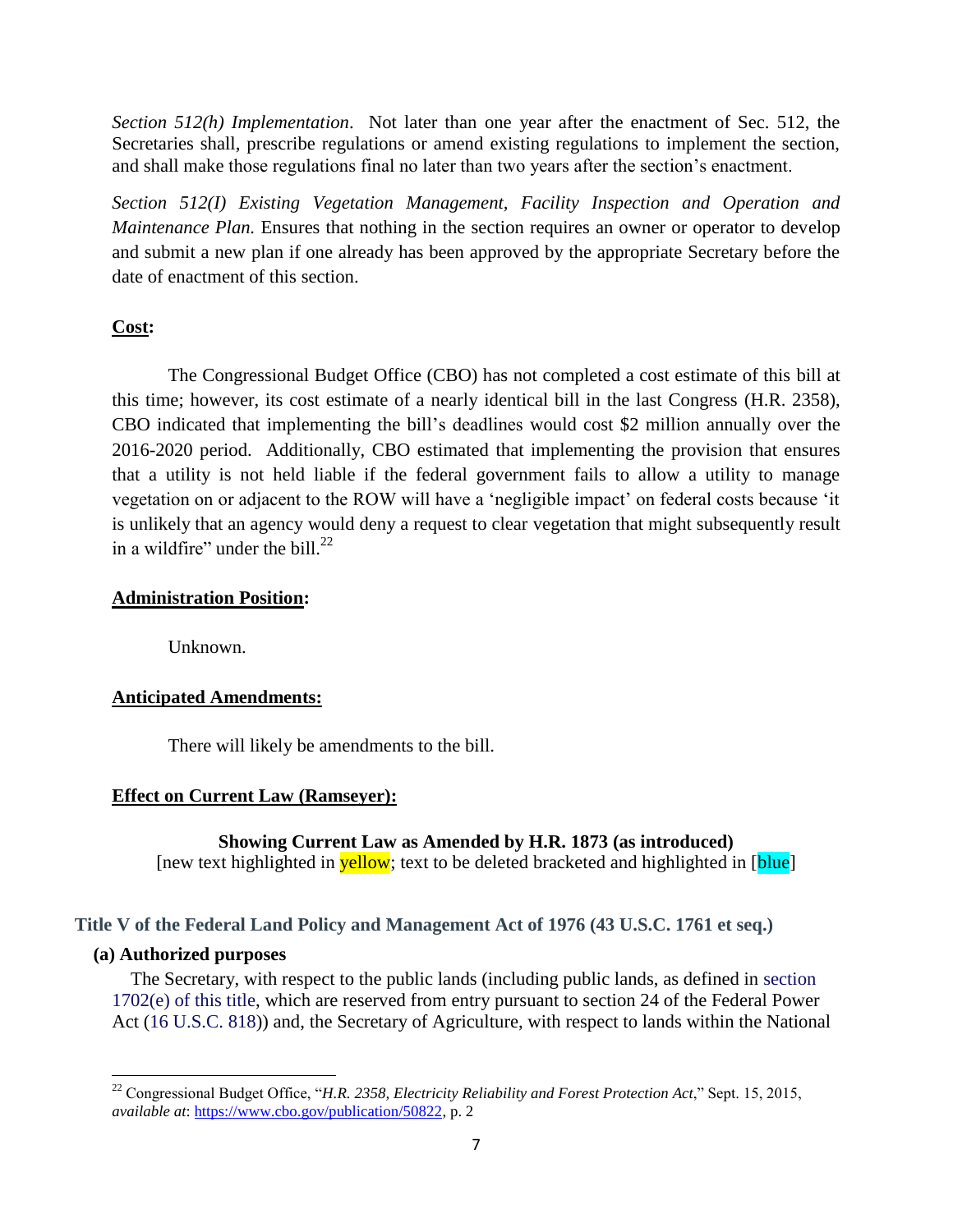*Section 512(h) Implementation*. Not later than one year after the enactment of Sec. 512, the Secretaries shall, prescribe regulations or amend existing regulations to implement the section, and shall make those regulations final no later than two years after the section's enactment.

*Section 512(I) Existing Vegetation Management, Facility Inspection and Operation and Maintenance Plan.* Ensures that nothing in the section requires an owner or operator to develop and submit a new plan if one already has been approved by the appropriate Secretary before the date of enactment of this section.

**Cost:**

The Congressional Budget Office (CBO) has not completed a cost estimate of this bill at this time; however, its cost estimate of a nearly identical bill in the last Congress (H.R. 2358), CBO indicated that implementing the bill's deadlines would cost $2 million annually over the 2016-2020 period. Additionally, CBO estimated that implementing the provision that ensures that a utility is not held liable if the federal government fails to allow a utility to manage vegetation on or adjacent to the ROW will have a 'negligible impact' on federal costs because 'it is unlikely that an agency would deny a request to clear vegetation that might subsequently result in a wildfire" under the bill.[22]

**Administration Position:**

Unknown.

**Anticipated Amendments:**

There will likely be amendments to the bill.

**Effect on Current Law (Ramseyer):**

**Showing Current Law as Amended by H.R. 1873 (as introduced)**
[new text highlighted in yellow; text to be deleted bracketed and highlighted in [blue]

**Title V of the Federal Land Policy and Management Act of 1976 (43 U.S.C. 1761 et seq.)**

**(a) Authorized purposes**

The Secretary, with respect to the public lands (including public lands, as defined in section 1702(e) of this title, which are reserved from entry pursuant to section 24 of the Federal Power Act (16 U.S.C. 818)) and, the Secretary of Agriculture, with respect to lands within the National

[22] Congressional Budget Office, "*H.R. 2358, Electricity Reliability and Forest Protection Act*," Sept. 15, 2015, *available at*: https://www.cbo.gov/publication/50822, p. 2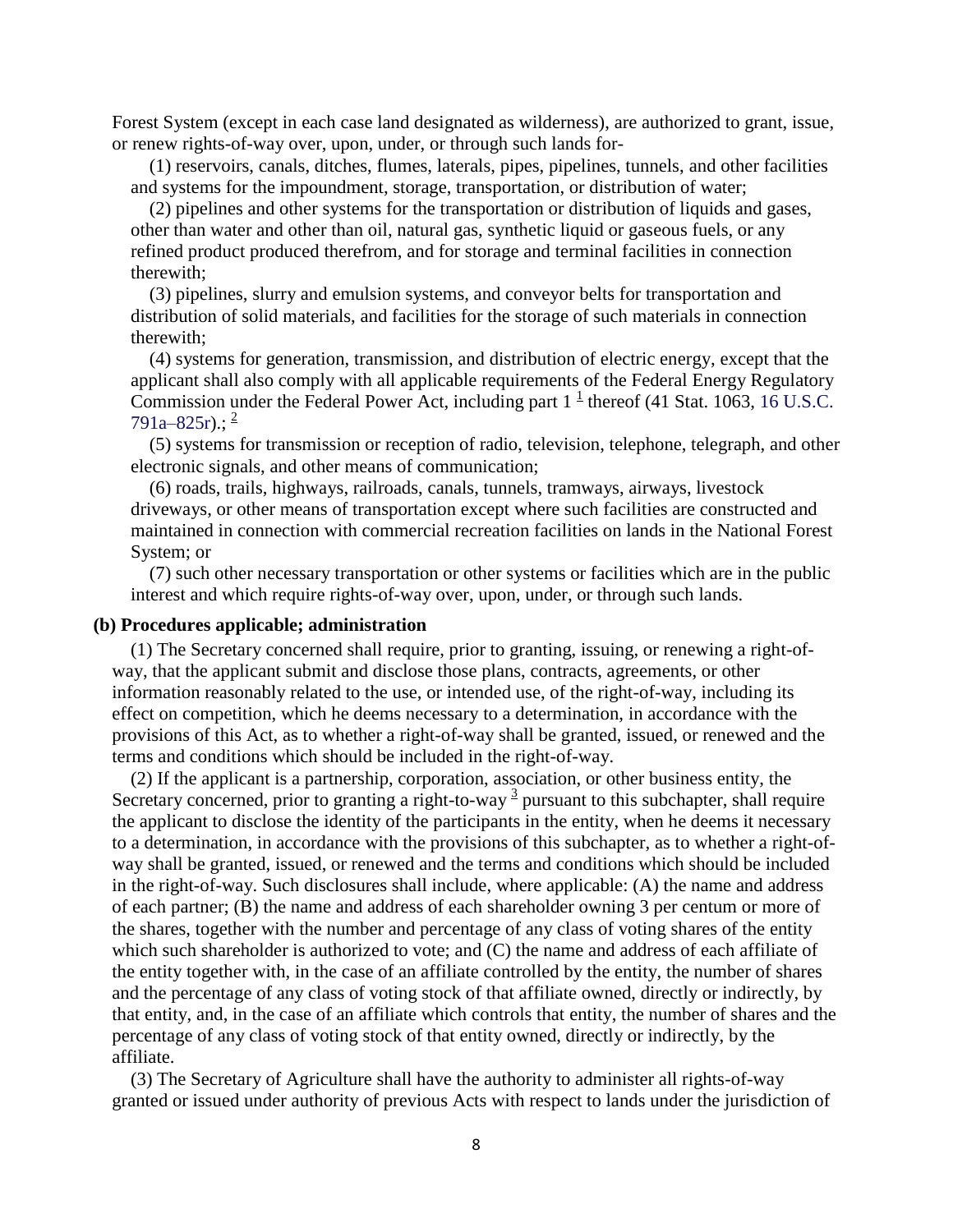Forest System (except in each case land designated as wilderness), are authorized to grant, issue, or renew rights-of-way over, upon, under, or through such lands for-

(1) reservoirs, canals, ditches, flumes, laterals, pipes, pipelines, tunnels, and other facilities and systems for the impoundment, storage, transportation, or distribution of water;

(2) pipelines and other systems for the transportation or distribution of liquids and gases, other than water and other than oil, natural gas, synthetic liquid or gaseous fuels, or any refined product produced therefrom, and for storage and terminal facilities in connection therewith;

(3) pipelines, slurry and emulsion systems, and conveyor belts for transportation and distribution of solid materials, and facilities for the storage of such materials in connection therewith;

(4) systems for generation, transmission, and distribution of electric energy, except that the applicant shall also comply with all applicable requirements of the Federal Energy Regulatory Commission under the Federal Power Act, including part 1 [1] thereof (41 Stat. 1063, 16 U.S.C. 791a–825r).; [2]

(5) systems for transmission or reception of radio, television, telephone, telegraph, and other electronic signals, and other means of communication;

(6) roads, trails, highways, railroads, canals, tunnels, tramways, airways, livestock driveways, or other means of transportation except where such facilities are constructed and maintained in connection with commercial recreation facilities on lands in the National Forest System; or

(7) such other necessary transportation or other systems or facilities which are in the public interest and which require rights-of-way over, upon, under, or through such lands.

**(b) Procedures applicable; administration**

(1) The Secretary concerned shall require, prior to granting, issuing, or renewing a right-of-way, that the applicant submit and disclose those plans, contracts, agreements, or other information reasonably related to the use, or intended use, of the right-of-way, including its effect on competition, which he deems necessary to a determination, in accordance with the provisions of this Act, as to whether a right-of-way shall be granted, issued, or renewed and the terms and conditions which should be included in the right-of-way.

(2) If the applicant is a partnership, corporation, association, or other business entity, the Secretary concerned, prior to granting a right-to-way [3] pursuant to this subchapter, shall require the applicant to disclose the identity of the participants in the entity, when he deems it necessary to a determination, in accordance with the provisions of this subchapter, as to whether a right-of-way shall be granted, issued, or renewed and the terms and conditions which should be included in the right-of-way. Such disclosures shall include, where applicable: (A) the name and address of each partner; (B) the name and address of each shareholder owning 3 per centum or more of the shares, together with the number and percentage of any class of voting shares of the entity which such shareholder is authorized to vote; and (C) the name and address of each affiliate of the entity together with, in the case of an affiliate controlled by the entity, the number of shares and the percentage of any class of voting stock of that affiliate owned, directly or indirectly, by that entity, and, in the case of an affiliate which controls that entity, the number of shares and the percentage of any class of voting stock of that entity owned, directly or indirectly, by the affiliate.

(3) The Secretary of Agriculture shall have the authority to administer all rights-of-way granted or issued under authority of previous Acts with respect to lands under the jurisdiction of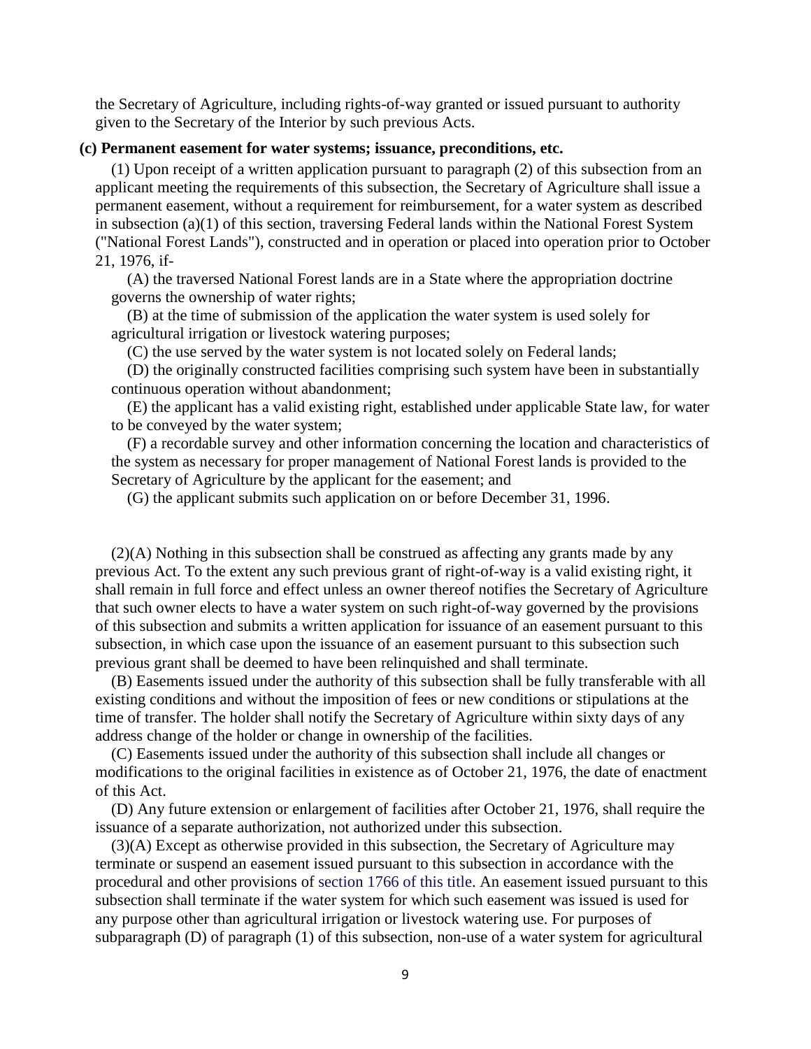the Secretary of Agriculture, including rights-of-way granted or issued pursuant to authority given to the Secretary of the Interior by such previous Acts.

**(c) Permanent easement for water systems; issuance, preconditions, etc.**

(1) Upon receipt of a written application pursuant to paragraph (2) of this subsection from an applicant meeting the requirements of this subsection, the Secretary of Agriculture shall issue a permanent easement, without a requirement for reimbursement, for a water system as described in subsection (a)(1) of this section, traversing Federal lands within the National Forest System ("National Forest Lands"), constructed and in operation or placed into operation prior to October 21, 1976, if-

(A) the traversed National Forest lands are in a State where the appropriation doctrine governs the ownership of water rights;

(B) at the time of submission of the application the water system is used solely for agricultural irrigation or livestock watering purposes;

(C) the use served by the water system is not located solely on Federal lands;

(D) the originally constructed facilities comprising such system have been in substantially continuous operation without abandonment;

(E) the applicant has a valid existing right, established under applicable State law, for water to be conveyed by the water system;

(F) a recordable survey and other information concerning the location and characteristics of the system as necessary for proper management of National Forest lands is provided to the Secretary of Agriculture by the applicant for the easement; and

(G) the applicant submits such application on or before December 31, 1996.

(2)(A) Nothing in this subsection shall be construed as affecting any grants made by any previous Act. To the extent any such previous grant of right-of-way is a valid existing right, it shall remain in full force and effect unless an owner thereof notifies the Secretary of Agriculture that such owner elects to have a water system on such right-of-way governed by the provisions of this subsection and submits a written application for issuance of an easement pursuant to this subsection, in which case upon the issuance of an easement pursuant to this subsection such previous grant shall be deemed to have been relinquished and shall terminate.

(B) Easements issued under the authority of this subsection shall be fully transferable with all existing conditions and without the imposition of fees or new conditions or stipulations at the time of transfer. The holder shall notify the Secretary of Agriculture within sixty days of any address change of the holder or change in ownership of the facilities.

(C) Easements issued under the authority of this subsection shall include all changes or modifications to the original facilities in existence as of October 21, 1976, the date of enactment of this Act.

(D) Any future extension or enlargement of facilities after October 21, 1976, shall require the issuance of a separate authorization, not authorized under this subsection.

(3)(A) Except as otherwise provided in this subsection, the Secretary of Agriculture may terminate or suspend an easement issued pursuant to this subsection in accordance with the procedural and other provisions of section 1766 of this title. An easement issued pursuant to this subsection shall terminate if the water system for which such easement was issued is used for any purpose other than agricultural irrigation or livestock watering use. For purposes of subparagraph (D) of paragraph (1) of this subsection, non-use of a water system for agricultural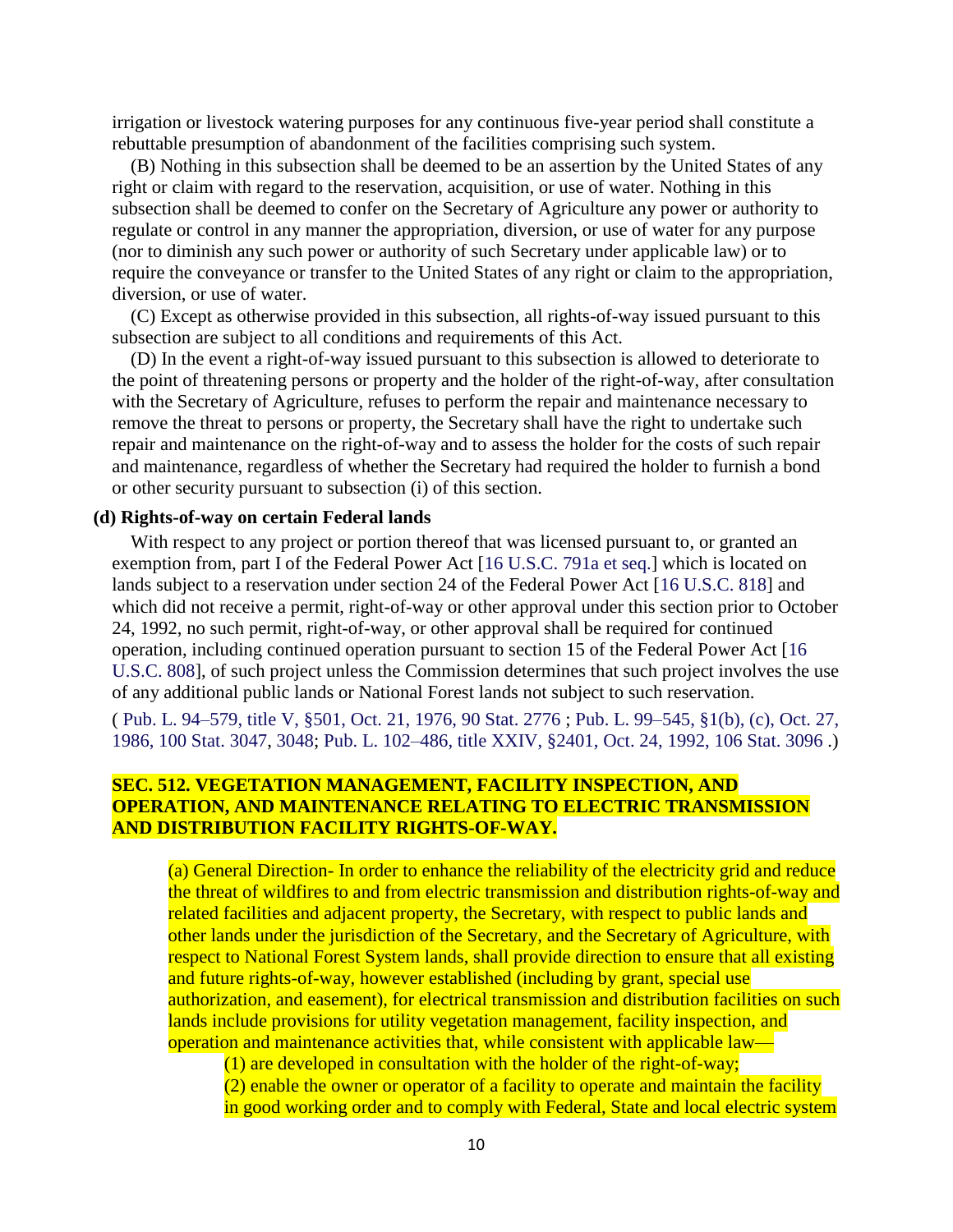irrigation or livestock watering purposes for any continuous five-year period shall constitute a rebuttable presumption of abandonment of the facilities comprising such system.

(B) Nothing in this subsection shall be deemed to be an assertion by the United States of any right or claim with regard to the reservation, acquisition, or use of water. Nothing in this subsection shall be deemed to confer on the Secretary of Agriculture any power or authority to regulate or control in any manner the appropriation, diversion, or use of water for any purpose (nor to diminish any such power or authority of such Secretary under applicable law) or to require the conveyance or transfer to the United States of any right or claim to the appropriation, diversion, or use of water.

(C) Except as otherwise provided in this subsection, all rights-of-way issued pursuant to this subsection are subject to all conditions and requirements of this Act.

(D) In the event a right-of-way issued pursuant to this subsection is allowed to deteriorate to the point of threatening persons or property and the holder of the right-of-way, after consultation with the Secretary of Agriculture, refuses to perform the repair and maintenance necessary to remove the threat to persons or property, the Secretary shall have the right to undertake such repair and maintenance on the right-of-way and to assess the holder for the costs of such repair and maintenance, regardless of whether the Secretary had required the holder to furnish a bond or other security pursuant to subsection (i) of this section.

**(d) Rights-of-way on certain Federal lands**

With respect to any project or portion thereof that was licensed pursuant to, or granted an exemption from, part I of the Federal Power Act [16 U.S.C. 791a et seq.] which is located on lands subject to a reservation under section 24 of the Federal Power Act [16 U.S.C. 818] and which did not receive a permit, right-of-way or other approval under this section prior to October 24, 1992, no such permit, right-of-way, or other approval shall be required for continued operation, including continued operation pursuant to section 15 of the Federal Power Act [16 U.S.C. 808], of such project unless the Commission determines that such project involves the use of any additional public lands or National Forest lands not subject to such reservation.

( Pub. L. 94–579, title V, §501, Oct. 21, 1976, 90 Stat. 2776 ; Pub. L. 99–545, §1(b), (c), Oct. 27, 1986, 100 Stat. 3047, 3048; Pub. L. 102–486, title XXIV, §2401, Oct. 24, 1992, 106 Stat. 3096 .)

**SEC. 512. VEGETATION MANAGEMENT, FACILITY INSPECTION, AND OPERATION, AND MAINTENANCE RELATING TO ELECTRIC TRANSMISSION AND DISTRIBUTION FACILITY RIGHTS-OF-WAY.**

(a) General Direction- In order to enhance the reliability of the electricity grid and reduce the threat of wildfires to and from electric transmission and distribution rights-of-way and related facilities and adjacent property, the Secretary, with respect to public lands and other lands under the jurisdiction of the Secretary, and the Secretary of Agriculture, with respect to National Forest System lands, shall provide direction to ensure that all existing and future rights-of-way, however established (including by grant, special use authorization, and easement), for electrical transmission and distribution facilities on such lands include provisions for utility vegetation management, facility inspection, and operation and maintenance activities that, while consistent with applicable law—

(1) are developed in consultation with the holder of the right-of-way;

(2) enable the owner or operator of a facility to operate and maintain the facility in good working order and to comply with Federal, State and local electric system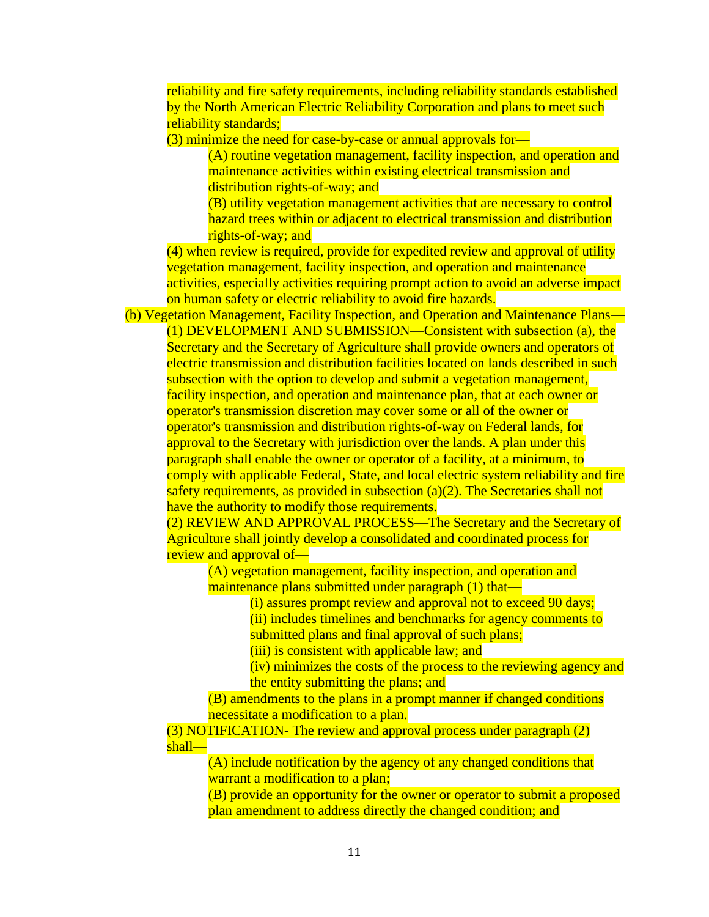reliability and fire safety requirements, including reliability standards established by the North American Electric Reliability Corporation and plans to meet such reliability standards;

(3) minimize the need for case-by-case or annual approvals for—

(A) routine vegetation management, facility inspection, and operation and maintenance activities within existing electrical transmission and distribution rights-of-way; and

(B) utility vegetation management activities that are necessary to control hazard trees within or adjacent to electrical transmission and distribution rights-of-way; and

(4) when review is required, provide for expedited review and approval of utility vegetation management, facility inspection, and operation and maintenance activities, especially activities requiring prompt action to avoid an adverse impact on human safety or electric reliability to avoid fire hazards.

(b) Vegetation Management, Facility Inspection, and Operation and Maintenance Plans—

(1) DEVELOPMENT AND SUBMISSION—Consistent with subsection (a), the Secretary and the Secretary of Agriculture shall provide owners and operators of electric transmission and distribution facilities located on lands described in such subsection with the option to develop and submit a vegetation management, facility inspection, and operation and maintenance plan, that at each owner or operator's transmission discretion may cover some or all of the owner or operator's transmission and distribution rights-of-way on Federal lands, for approval to the Secretary with jurisdiction over the lands. A plan under this paragraph shall enable the owner or operator of a facility, at a minimum, to comply with applicable Federal, State, and local electric system reliability and fire safety requirements, as provided in subsection (a)(2). The Secretaries shall not have the authority to modify those requirements.

(2) REVIEW AND APPROVAL PROCESS—The Secretary and the Secretary of Agriculture shall jointly develop a consolidated and coordinated process for review and approval of—

(A) vegetation management, facility inspection, and operation and maintenance plans submitted under paragraph (1) that—

(i) assures prompt review and approval not to exceed 90 days;

(ii) includes timelines and benchmarks for agency comments to submitted plans and final approval of such plans;

(iii) is consistent with applicable law; and

(iv) minimizes the costs of the process to the reviewing agency and the entity submitting the plans; and

(B) amendments to the plans in a prompt manner if changed conditions necessitate a modification to a plan.

(3) NOTIFICATION- The review and approval process under paragraph (2) shall—

(A) include notification by the agency of any changed conditions that warrant a modification to a plan;

(B) provide an opportunity for the owner or operator to submit a proposed plan amendment to address directly the changed condition; and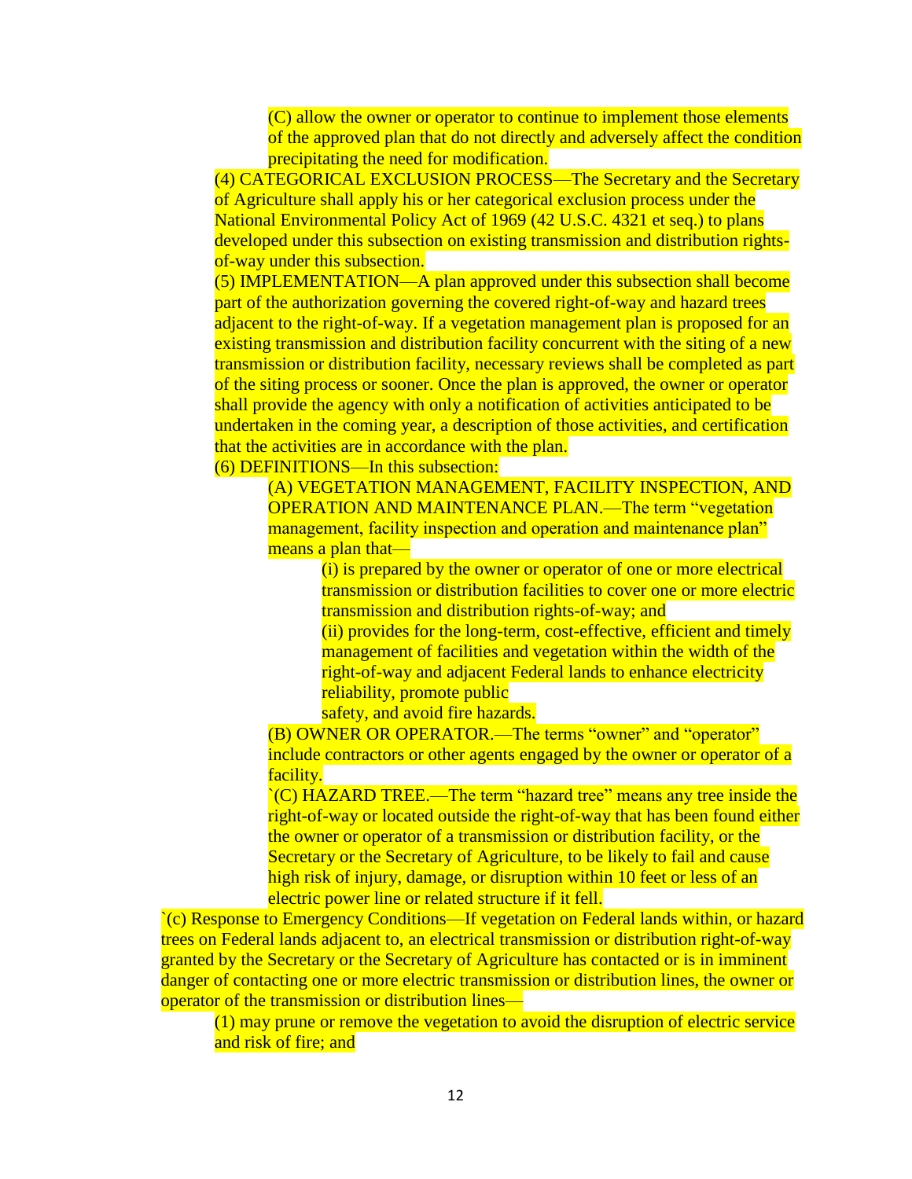(C) allow the owner or operator to continue to implement those elements of the approved plan that do not directly and adversely affect the condition precipitating the need for modification.

(4) CATEGORICAL EXCLUSION PROCESS—The Secretary and the Secretary of Agriculture shall apply his or her categorical exclusion process under the National Environmental Policy Act of 1969 (42 U.S.C. 4321 et seq.) to plans developed under this subsection on existing transmission and distribution rights-of-way under this subsection.

(5) IMPLEMENTATION—A plan approved under this subsection shall become part of the authorization governing the covered right-of-way and hazard trees adjacent to the right-of-way. If a vegetation management plan is proposed for an existing transmission and distribution facility concurrent with the siting of a new transmission or distribution facility, necessary reviews shall be completed as part of the siting process or sooner. Once the plan is approved, the owner or operator shall provide the agency with only a notification of activities anticipated to be undertaken in the coming year, a description of those activities, and certification that the activities are in accordance with the plan.

(6) DEFINITIONS—In this subsection:

(A) VEGETATION MANAGEMENT, FACILITY INSPECTION, AND OPERATION AND MAINTENANCE PLAN.—The term "vegetation management, facility inspection and operation and maintenance plan" means a plan that—

(i) is prepared by the owner or operator of one or more electrical transmission or distribution facilities to cover one or more electric transmission and distribution rights-of-way; and

(ii) provides for the long-term, cost-effective, efficient and timely management of facilities and vegetation within the width of the right-of-way and adjacent Federal lands to enhance electricity reliability, promote public safety, and avoid fire hazards.

(B) OWNER OR OPERATOR.—The terms "owner" and "operator" include contractors or other agents engaged by the owner or operator of a facility.

`(C) HAZARD TREE.—The term "hazard tree" means any tree inside the right-of-way or located outside the right-of-way that has been found either the owner or operator of a transmission or distribution facility, or the Secretary or the Secretary of Agriculture, to be likely to fail and cause high risk of injury, damage, or disruption within 10 feet or less of an electric power line or related structure if it fell.

`(c) Response to Emergency Conditions—If vegetation on Federal lands within, or hazard trees on Federal lands adjacent to, an electrical transmission or distribution right-of-way granted by the Secretary or the Secretary of Agriculture has contacted or is in imminent danger of contacting one or more electric transmission or distribution lines, the owner or operator of the transmission or distribution lines—

(1) may prune or remove the vegetation to avoid the disruption of electric service and risk of fire; and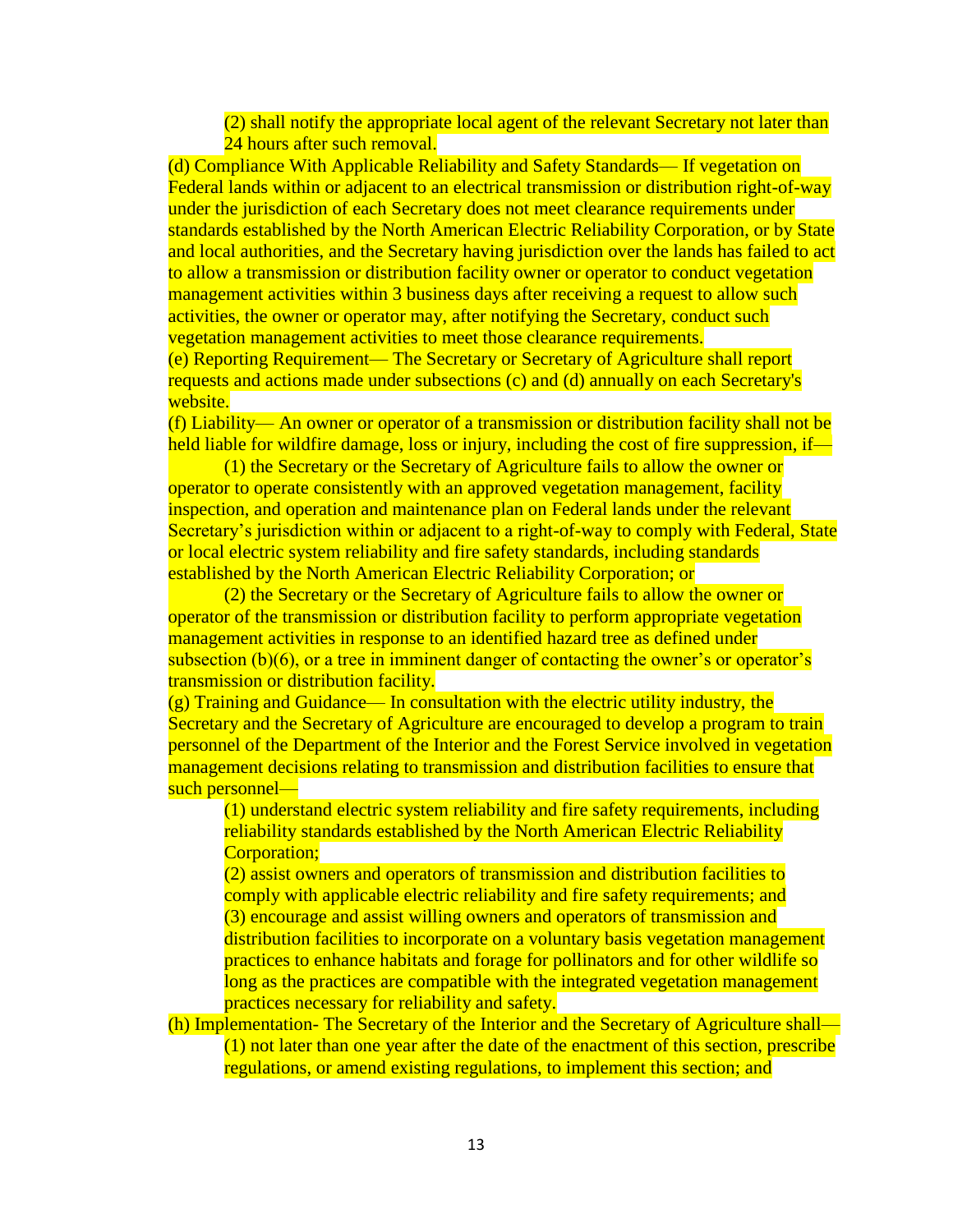(2) shall notify the appropriate local agent of the relevant Secretary not later than 24 hours after such removal.

(d) Compliance With Applicable Reliability and Safety Standards— If vegetation on Federal lands within or adjacent to an electrical transmission or distribution right-of-way under the jurisdiction of each Secretary does not meet clearance requirements under standards established by the North American Electric Reliability Corporation, or by State and local authorities, and the Secretary having jurisdiction over the lands has failed to act to allow a transmission or distribution facility owner or operator to conduct vegetation management activities within 3 business days after receiving a request to allow such activities, the owner or operator may, after notifying the Secretary, conduct such vegetation management activities to meet those clearance requirements.

(e) Reporting Requirement— The Secretary or Secretary of Agriculture shall report requests and actions made under subsections (c) and (d) annually on each Secretary's website.

(f) Liability— An owner or operator of a transmission or distribution facility shall not be held liable for wildfire damage, loss or injury, including the cost of fire suppression, if—

(1) the Secretary or the Secretary of Agriculture fails to allow the owner or operator to operate consistently with an approved vegetation management, facility inspection, and operation and maintenance plan on Federal lands under the relevant Secretary's jurisdiction within or adjacent to a right-of-way to comply with Federal, State or local electric system reliability and fire safety standards, including standards established by the North American Electric Reliability Corporation; or

(2) the Secretary or the Secretary of Agriculture fails to allow the owner or operator of the transmission or distribution facility to perform appropriate vegetation management activities in response to an identified hazard tree as defined under subsection (b)(6), or a tree in imminent danger of contacting the owner's or operator's transmission or distribution facility.

(g) Training and Guidance— In consultation with the electric utility industry, the Secretary and the Secretary of Agriculture are encouraged to develop a program to train personnel of the Department of the Interior and the Forest Service involved in vegetation management decisions relating to transmission and distribution facilities to ensure that such personnel—

(1) understand electric system reliability and fire safety requirements, including reliability standards established by the North American Electric Reliability Corporation;

(2) assist owners and operators of transmission and distribution facilities to comply with applicable electric reliability and fire safety requirements; and

(3) encourage and assist willing owners and operators of transmission and distribution facilities to incorporate on a voluntary basis vegetation management practices to enhance habitats and forage for pollinators and for other wildlife so long as the practices are compatible with the integrated vegetation management practices necessary for reliability and safety.

(h) Implementation- The Secretary of the Interior and the Secretary of Agriculture shall—

(1) not later than one year after the date of the enactment of this section, prescribe regulations, or amend existing regulations, to implement this section; and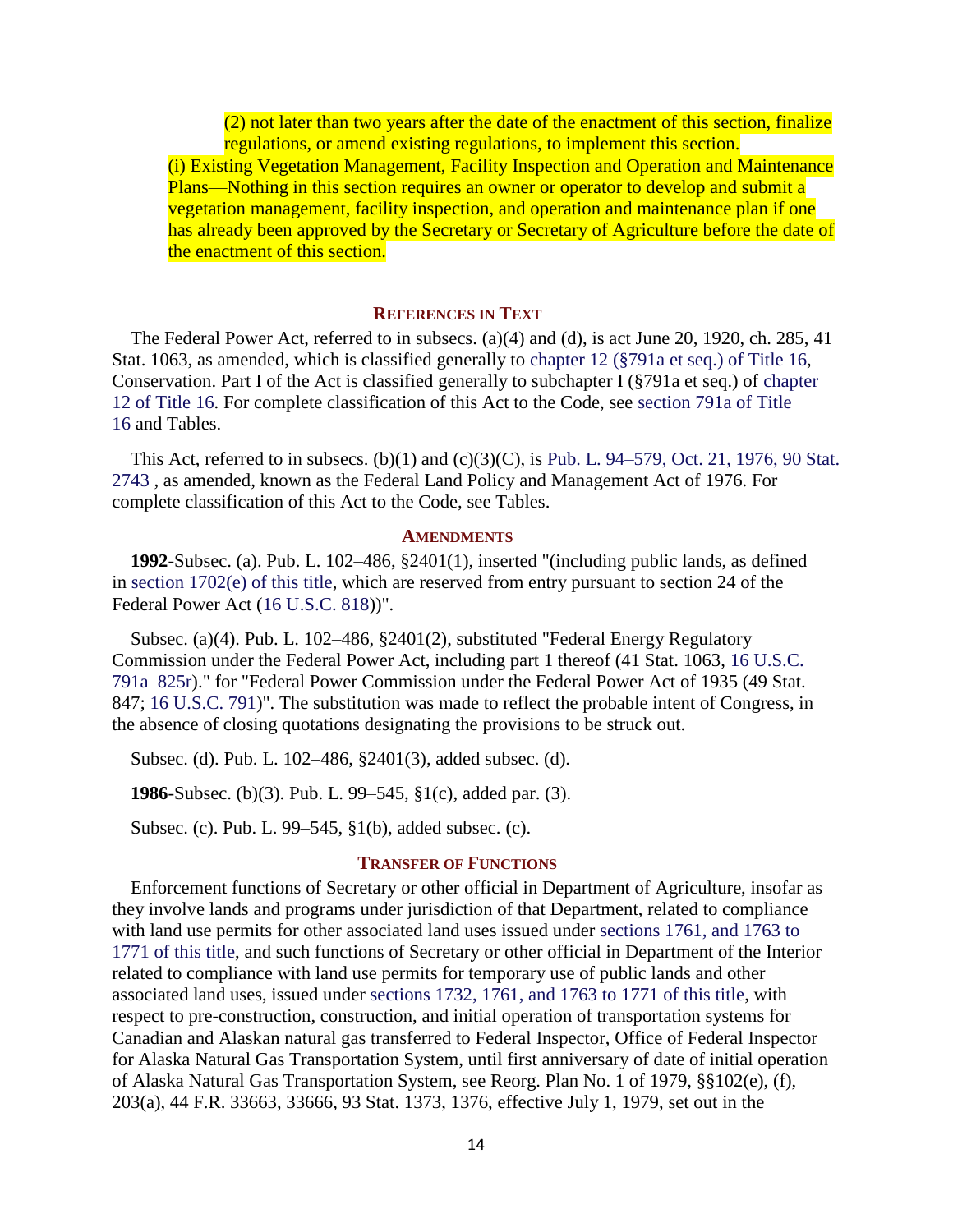(2) not later than two years after the date of the enactment of this section, finalize regulations, or amend existing regulations, to implement this section.

(i) Existing Vegetation Management, Facility Inspection and Operation and Maintenance Plans—Nothing in this section requires an owner or operator to develop and submit a vegetation management, facility inspection, and operation and maintenance plan if one has already been approved by the Secretary or Secretary of Agriculture before the date of the enactment of this section.

### REFERENCES IN TEXT

The Federal Power Act, referred to in subsecs. (a)(4) and (d), is act June 20, 1920, ch. 285, 41 Stat. 1063, as amended, which is classified generally to chapter 12 (§791a et seq.) of Title 16, Conservation. Part I of the Act is classified generally to subchapter I (§791a et seq.) of chapter 12 of Title 16. For complete classification of this Act to the Code, see section 791a of Title 16 and Tables.

This Act, referred to in subsecs. (b)(1) and (c)(3)(C), is Pub. L. 94–579, Oct. 21, 1976, 90 Stat. 2743 , as amended, known as the Federal Land Policy and Management Act of 1976. For complete classification of this Act to the Code, see Tables.

### AMENDMENTS

**1992**-Subsec. (a). Pub. L. 102–486, §2401(1), inserted "(including public lands, as defined in section 1702(e) of this title, which are reserved from entry pursuant to section 24 of the Federal Power Act (16 U.S.C. 818))".

Subsec. (a)(4). Pub. L. 102–486, §2401(2), substituted "Federal Energy Regulatory Commission under the Federal Power Act, including part 1 thereof (41 Stat. 1063, 16 U.S.C. 791a–825r)." for "Federal Power Commission under the Federal Power Act of 1935 (49 Stat. 847; 16 U.S.C. 791)". The substitution was made to reflect the probable intent of Congress, in the absence of closing quotations designating the provisions to be struck out.

Subsec. (d). Pub. L. 102–486, §2401(3), added subsec. (d).

**1986**-Subsec. (b)(3). Pub. L. 99–545, §1(c), added par. (3).

Subsec. (c). Pub. L. 99–545, §1(b), added subsec. (c).

### TRANSFER OF FUNCTIONS

Enforcement functions of Secretary or other official in Department of Agriculture, insofar as they involve lands and programs under jurisdiction of that Department, related to compliance with land use permits for other associated land uses issued under sections 1761, and 1763 to 1771 of this title, and such functions of Secretary or other official in Department of the Interior related to compliance with land use permits for temporary use of public lands and other associated land uses, issued under sections 1732, 1761, and 1763 to 1771 of this title, with respect to pre-construction, construction, and initial operation of transportation systems for Canadian and Alaskan natural gas transferred to Federal Inspector, Office of Federal Inspector for Alaska Natural Gas Transportation System, until first anniversary of date of initial operation of Alaska Natural Gas Transportation System, see Reorg. Plan No. 1 of 1979, §§102(e), (f), 203(a), 44 F.R. 33663, 33666, 93 Stat. 1373, 1376, effective July 1, 1979, set out in the